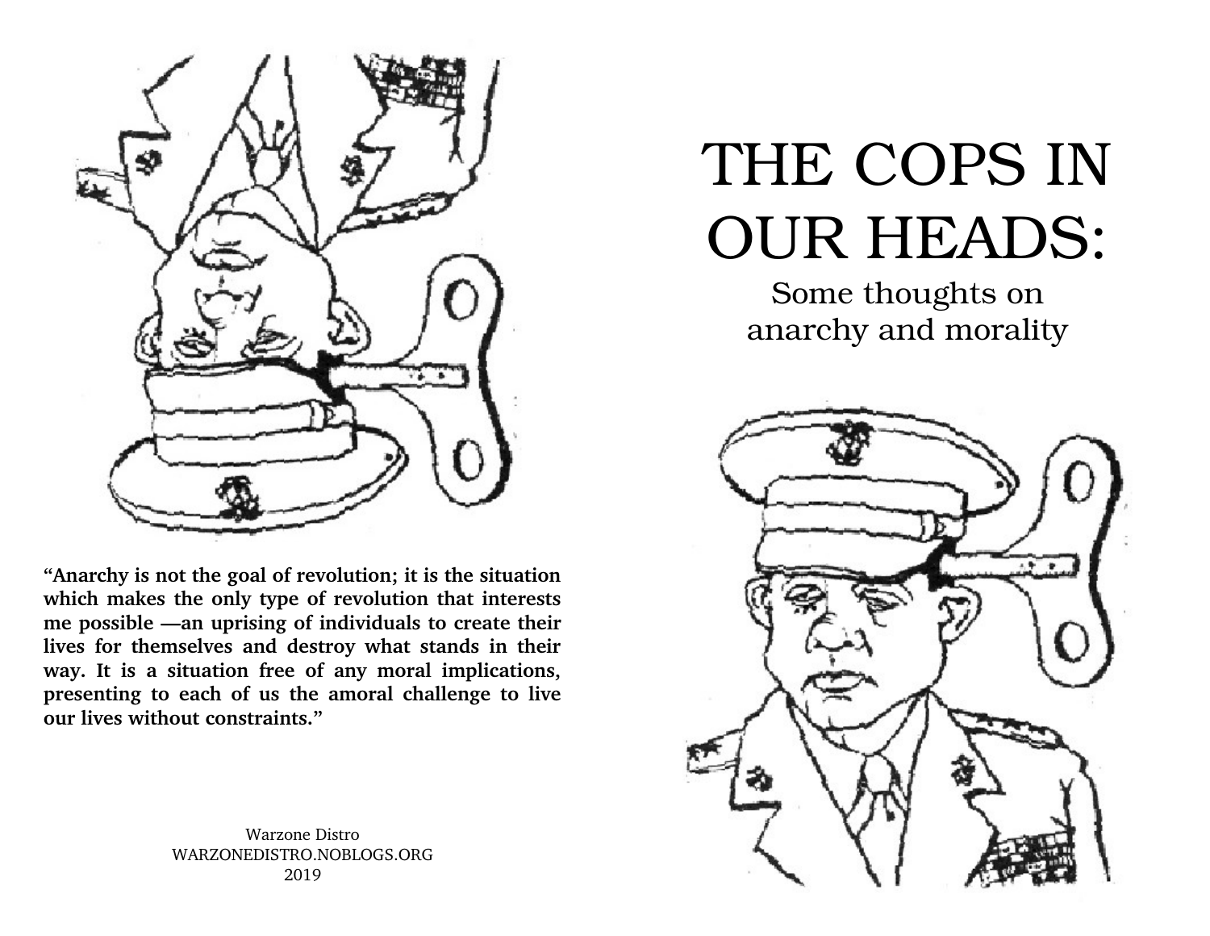# THE COPS IN OUR HEADS:

## Some thoughts on anarchy and morality

**"Anarchy is not the goal of revolution; it is the situation which makes the only type of revolution that interests me possible —an uprising of individuals to create their lives for themselves and destroy what stands in their way. It is a situation free of any moral implications, presenting to each of us the amoral challenge to live our lives without constraints."**

Warzone Distro
WARZONEDISTRO.NOBLOGS.ORG
2019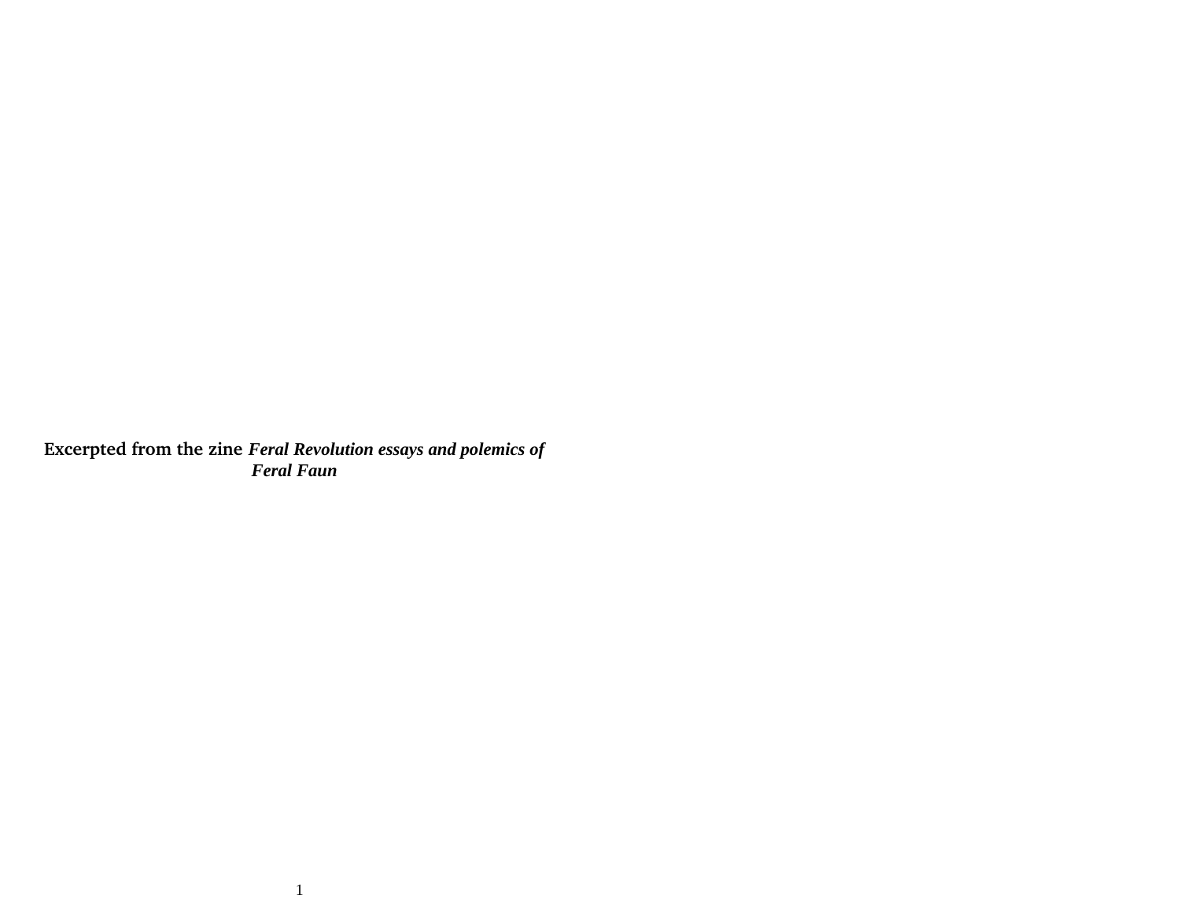Excerpted from the zine ***Feral Revolution essays and polemics of Feral Faun***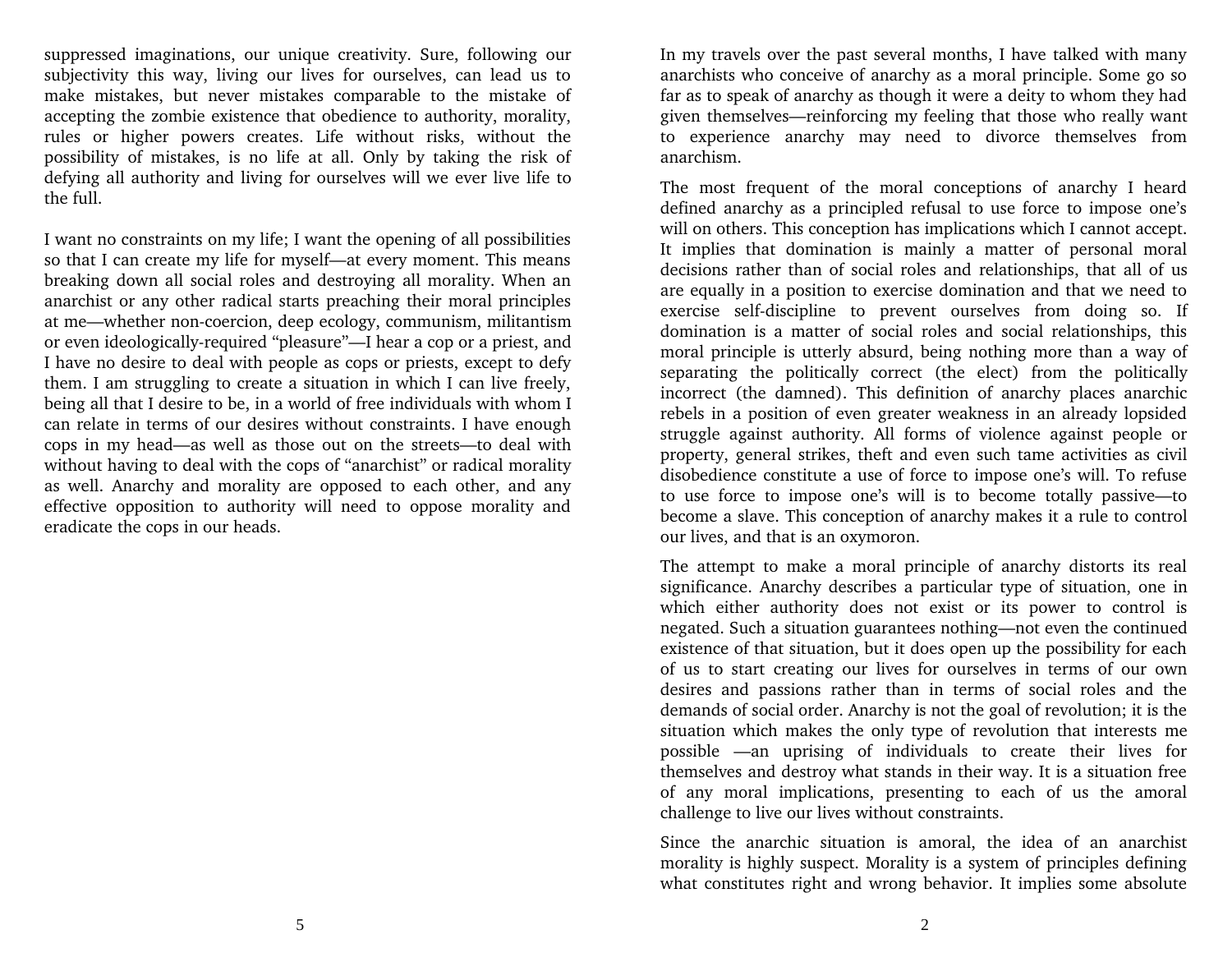suppressed imaginations, our unique creativity. Sure, following our subjectivity this way, living our lives for ourselves, can lead us to make mistakes, but never mistakes comparable to the mistake of accepting the zombie existence that obedience to authority, morality, rules or higher powers creates. Life without risks, without the possibility of mistakes, is no life at all. Only by taking the risk of defying all authority and living for ourselves will we ever live life to the full.

I want no constraints on my life; I want the opening of all possibilities so that I can create my life for myself—at every moment. This means breaking down all social roles and destroying all morality. When an anarchist or any other radical starts preaching their moral principles at me—whether non-coercion, deep ecology, communism, militantism or even ideologically-required "pleasure"—I hear a cop or a priest, and I have no desire to deal with people as cops or priests, except to defy them. I am struggling to create a situation in which I can live freely, being all that I desire to be, in a world of free individuals with whom I can relate in terms of our desires without constraints. I have enough cops in my head—as well as those out on the streets—to deal with without having to deal with the cops of "anarchist" or radical morality as well. Anarchy and morality are opposed to each other, and any effective opposition to authority will need to oppose morality and eradicate the cops in our heads.

In my travels over the past several months, I have talked with many anarchists who conceive of anarchy as a moral principle. Some go so far as to speak of anarchy as though it were a deity to whom they had given themselves—reinforcing my feeling that those who really want to experience anarchy may need to divorce themselves from anarchism.

The most frequent of the moral conceptions of anarchy I heard defined anarchy as a principled refusal to use force to impose one's will on others. This conception has implications which I cannot accept. It implies that domination is mainly a matter of personal moral decisions rather than of social roles and relationships, that all of us are equally in a position to exercise domination and that we need to exercise self-discipline to prevent ourselves from doing so. If domination is a matter of social roles and social relationships, this moral principle is utterly absurd, being nothing more than a way of separating the politically correct (the elect) from the politically incorrect (the damned). This definition of anarchy places anarchic rebels in a position of even greater weakness in an already lopsided struggle against authority. All forms of violence against people or property, general strikes, theft and even such tame activities as civil disobedience constitute a use of force to impose one's will. To refuse to use force to impose one's will is to become totally passive—to become a slave. This conception of anarchy makes it a rule to control our lives, and that is an oxymoron.

The attempt to make a moral principle of anarchy distorts its real significance. Anarchy describes a particular type of situation, one in which either authority does not exist or its power to control is negated. Such a situation guarantees nothing—not even the continued existence of that situation, but it does open up the possibility for each of us to start creating our lives for ourselves in terms of our own desires and passions rather than in terms of social roles and the demands of social order. Anarchy is not the goal of revolution; it is the situation which makes the only type of revolution that interests me possible —an uprising of individuals to create their lives for themselves and destroy what stands in their way. It is a situation free of any moral implications, presenting to each of us the amoral challenge to live our lives without constraints.

Since the anarchic situation is amoral, the idea of an anarchist morality is highly suspect. Morality is a system of principles defining what constitutes right and wrong behavior. It implies some absolute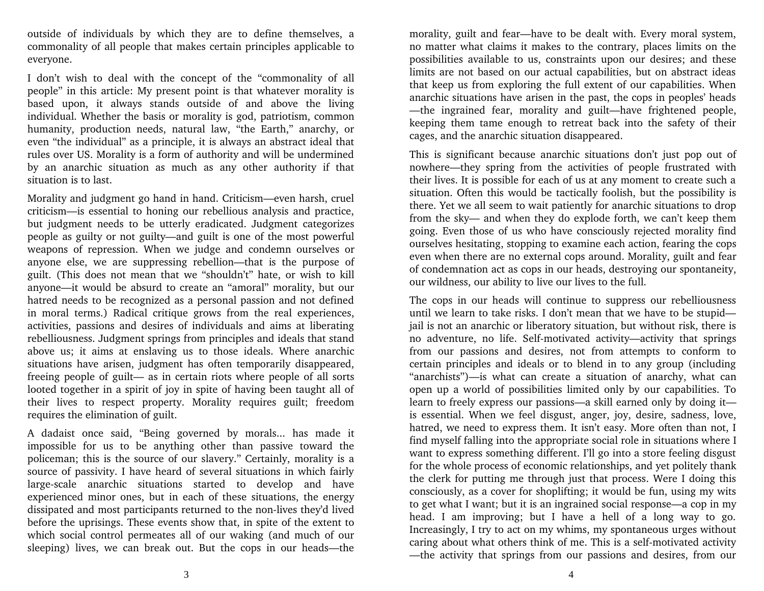outside of individuals by which they are to define themselves, a commonality of all people that makes certain principles applicable to everyone.

I don't wish to deal with the concept of the "commonality of all people" in this article: My present point is that whatever morality is based upon, it always stands outside of and above the living individual. Whether the basis or morality is god, patriotism, common humanity, production needs, natural law, "the Earth," anarchy, or even "the individual" as a principle, it is always an abstract ideal that rules over US. Morality is a form of authority and will be undermined by an anarchic situation as much as any other authority if that situation is to last.

Morality and judgment go hand in hand. Criticism—even harsh, cruel criticism—is essential to honing our rebellious analysis and practice, but judgment needs to be utterly eradicated. Judgment categorizes people as guilty or not guilty—and guilt is one of the most powerful weapons of repression. When we judge and condemn ourselves or anyone else, we are suppressing rebellion—that is the purpose of guilt. (This does not mean that we "shouldn't" hate, or wish to kill anyone—it would be absurd to create an "amoral" morality, but our hatred needs to be recognized as a personal passion and not defined in moral terms.) Radical critique grows from the real experiences, activities, passions and desires of individuals and aims at liberating rebelliousness. Judgment springs from principles and ideals that stand above us; it aims at enslaving us to those ideals. Where anarchic situations have arisen, judgment has often temporarily disappeared, freeing people of guilt— as in certain riots where people of all sorts looted together in a spirit of joy in spite of having been taught all of their lives to respect property. Morality requires guilt; freedom requires the elimination of guilt.

A dadaist once said, "Being governed by morals... has made it impossible for us to be anything other than passive toward the policeman; this is the source of our slavery." Certainly, morality is a source of passivity. I have heard of several situations in which fairly large-scale anarchic situations started to develop and have experienced minor ones, but in each of these situations, the energy dissipated and most participants returned to the non-lives they'd lived before the uprisings. These events show that, in spite of the extent to which social control permeates all of our waking (and much of our sleeping) lives, we can break out. But the cops in our heads—the morality, guilt and fear—have to be dealt with. Every moral system, no matter what claims it makes to the contrary, places limits on the possibilities available to us, constraints upon our desires; and these limits are not based on our actual capabilities, but on abstract ideas that keep us from exploring the full extent of our capabilities. When anarchic situations have arisen in the past, the cops in peoples' heads—the ingrained fear, morality and guilt—have frightened people, keeping them tame enough to retreat back into the safety of their cages, and the anarchic situation disappeared.

This is significant because anarchic situations don't just pop out of nowhere—they spring from the activities of people frustrated with their lives. It is possible for each of us at any moment to create such a situation. Often this would be tactically foolish, but the possibility is there. Yet we all seem to wait patiently for anarchic situations to drop from the sky— and when they do explode forth, we can't keep them going. Even those of us who have consciously rejected morality find ourselves hesitating, stopping to examine each action, fearing the cops even when there are no external cops around. Morality, guilt and fear of condemnation act as cops in our heads, destroying our spontaneity, our wildness, our ability to live our lives to the full.

The cops in our heads will continue to suppress our rebelliousness until we learn to take risks. I don't mean that we have to be stupid—jail is not an anarchic or liberatory situation, but without risk, there is no adventure, no life. Self-motivated activity—activity that springs from our passions and desires, not from attempts to conform to certain principles and ideals or to blend in to any group (including "anarchists")—is what can create a situation of anarchy, what can open up a world of possibilities limited only by our capabilities. To learn to freely express our passions—a skill earned only by doing it—is essential. When we feel disgust, anger, joy, desire, sadness, love, hatred, we need to express them. It isn't easy. More often than not, I find myself falling into the appropriate social role in situations where I want to express something different. I'll go into a store feeling disgust for the whole process of economic relationships, and yet politely thank the clerk for putting me through just that process. Were I doing this consciously, as a cover for shoplifting; it would be fun, using my wits to get what I want; but it is an ingrained social response—a cop in my head. I am improving; but I have a hell of a long way to go. Increasingly, I try to act on my whims, my spontaneous urges without caring about what others think of me. This is a self-motivated activity—the activity that springs from our passions and desires, from our